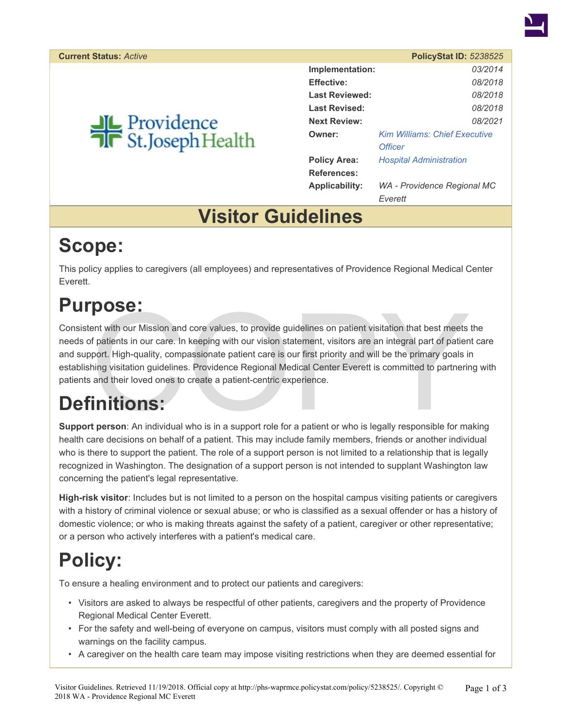| **Current Status:** *Active* | **PolicyStat ID:** *5238525* |
|---|---|
| **Implementation:** | *03/2014* |
| **Effective:** | *08/2018* |
| **Last Reviewed:** | *08/2018* |
| **Last Revised:** | *08/2018* |
| **Next Review:** | *08/2021* |
| **Owner:** | *Kim Williams: Chief Executive Officer* |
| **Policy Area:** | *Hospital Administration* |
| **References:** | |
| **Applicability:** | *WA - Providence Regional MC Everett* |

Providence St.Joseph Health

# Visitor Guidelines

## Scope:

This policy applies to caregivers (all employees) and representatives of Providence Regional Medical Center Everett.

## Purpose:

Consistent with our Mission and core values, to provide guidelines on patient visitation that best meets the needs of patients in our care. In keeping with our vision statement, visitors are an integral part of patient care and support. High-quality, compassionate patient care is our first priority and will be the primary goals in establishing visitation guidelines. Providence Regional Medical Center Everett is committed to partnering with patients and their loved ones to create a patient-centric experience.

## Definitions:

**Support person**: An individual who is in a support role for a patient or who is legally responsible for making health care decisions on behalf of a patient. This may include family members, friends or another individual who is there to support the patient. The role of a support person is not limited to a relationship that is legally recognized in Washington. The designation of a support person is not intended to supplant Washington law concerning the patient's legal representative.

**High-risk visitor**: Includes but is not limited to a person on the hospital campus visiting patients or caregivers with a history of criminal violence or sexual abuse; or who is classified as a sexual offender or has a history of domestic violence; or who is making threats against the safety of a patient, caregiver or other representative; or a person who actively interferes with a patient's medical care.

## Policy:

To ensure a healing environment and to protect our patients and caregivers:

- Visitors are asked to always be respectful of other patients, caregivers and the property of Providence Regional Medical Center Everett.
- For the safety and well-being of everyone on campus, visitors must comply with all posted signs and warnings on the facility campus.
- A caregiver on the health care team may impose visiting restrictions when they are deemed essential for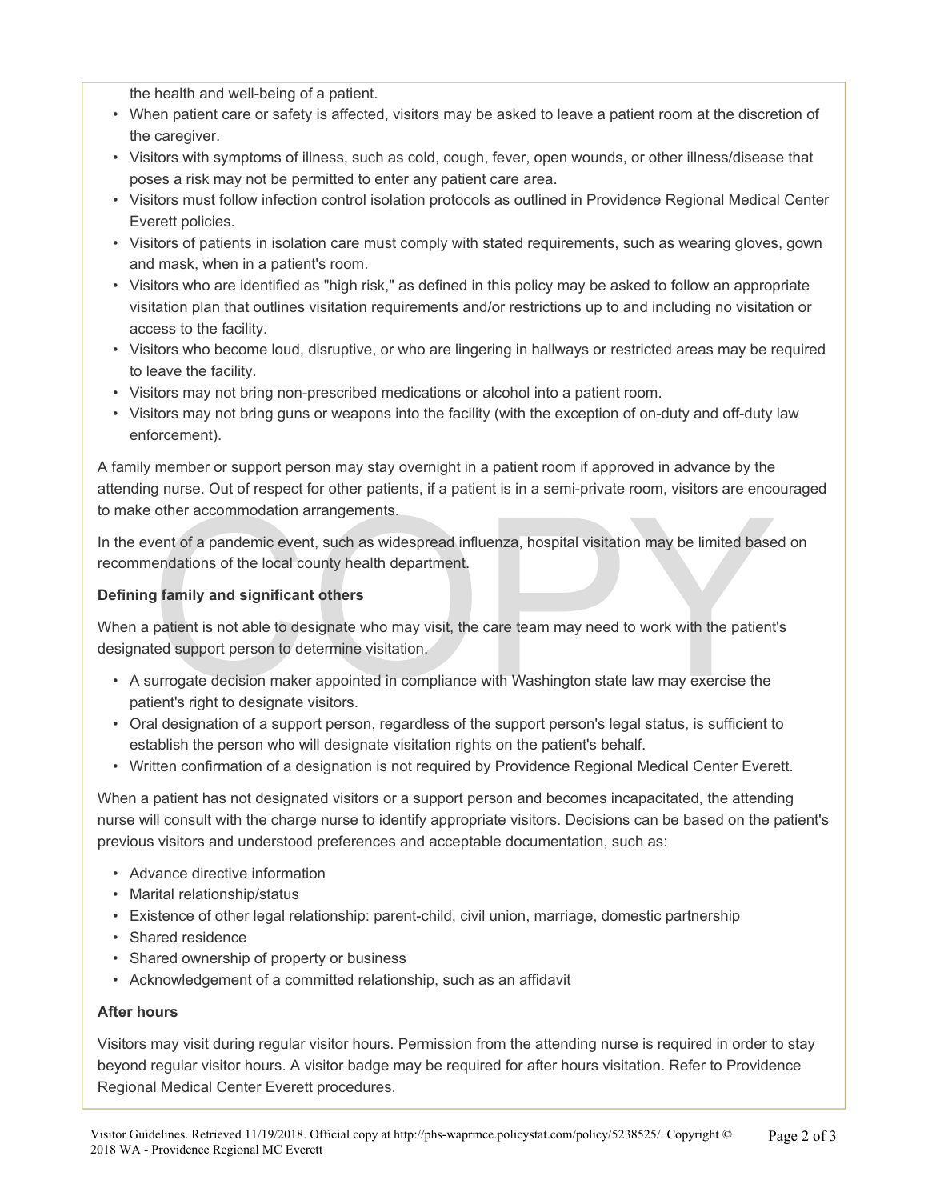the health and well-being of a patient.

- When patient care or safety is affected, visitors may be asked to leave a patient room at the discretion of the caregiver.
- Visitors with symptoms of illness, such as cold, cough, fever, open wounds, or other illness/disease that poses a risk may not be permitted to enter any patient care area.
- Visitors must follow infection control isolation protocols as outlined in Providence Regional Medical Center Everett policies.
- Visitors of patients in isolation care must comply with stated requirements, such as wearing gloves, gown and mask, when in a patient's room.
- Visitors who are identified as "high risk," as defined in this policy may be asked to follow an appropriate visitation plan that outlines visitation requirements and/or restrictions up to and including no visitation or access to the facility.
- Visitors who become loud, disruptive, or who are lingering in hallways or restricted areas may be required to leave the facility.
- Visitors may not bring non-prescribed medications or alcohol into a patient room.
- Visitors may not bring guns or weapons into the facility (with the exception of on-duty and off-duty law enforcement).

A family member or support person may stay overnight in a patient room if approved in advance by the attending nurse. Out of respect for other patients, if a patient is in a semi-private room, visitors are encouraged to make other accommodation arrangements.

In the event of a pandemic event, such as widespread influenza, hospital visitation may be limited based on recommendations of the local county health department.

**Defining family and significant others**

When a patient is not able to designate who may visit, the care team may need to work with the patient's designated support person to determine visitation.

- A surrogate decision maker appointed in compliance with Washington state law may exercise the patient's right to designate visitors.
- Oral designation of a support person, regardless of the support person's legal status, is sufficient to establish the person who will designate visitation rights on the patient's behalf.
- Written confirmation of a designation is not required by Providence Regional Medical Center Everett.

When a patient has not designated visitors or a support person and becomes incapacitated, the attending nurse will consult with the charge nurse to identify appropriate visitors. Decisions can be based on the patient's previous visitors and understood preferences and acceptable documentation, such as:

- Advance directive information
- Marital relationship/status
- Existence of other legal relationship: parent-child, civil union, marriage, domestic partnership
- Shared residence
- Shared ownership of property or business
- Acknowledgement of a committed relationship, such as an affidavit

**After hours**

Visitors may visit during regular visitor hours. Permission from the attending nurse is required in order to stay beyond regular visitor hours. A visitor badge may be required for after hours visitation. Refer to Providence Regional Medical Center Everett procedures.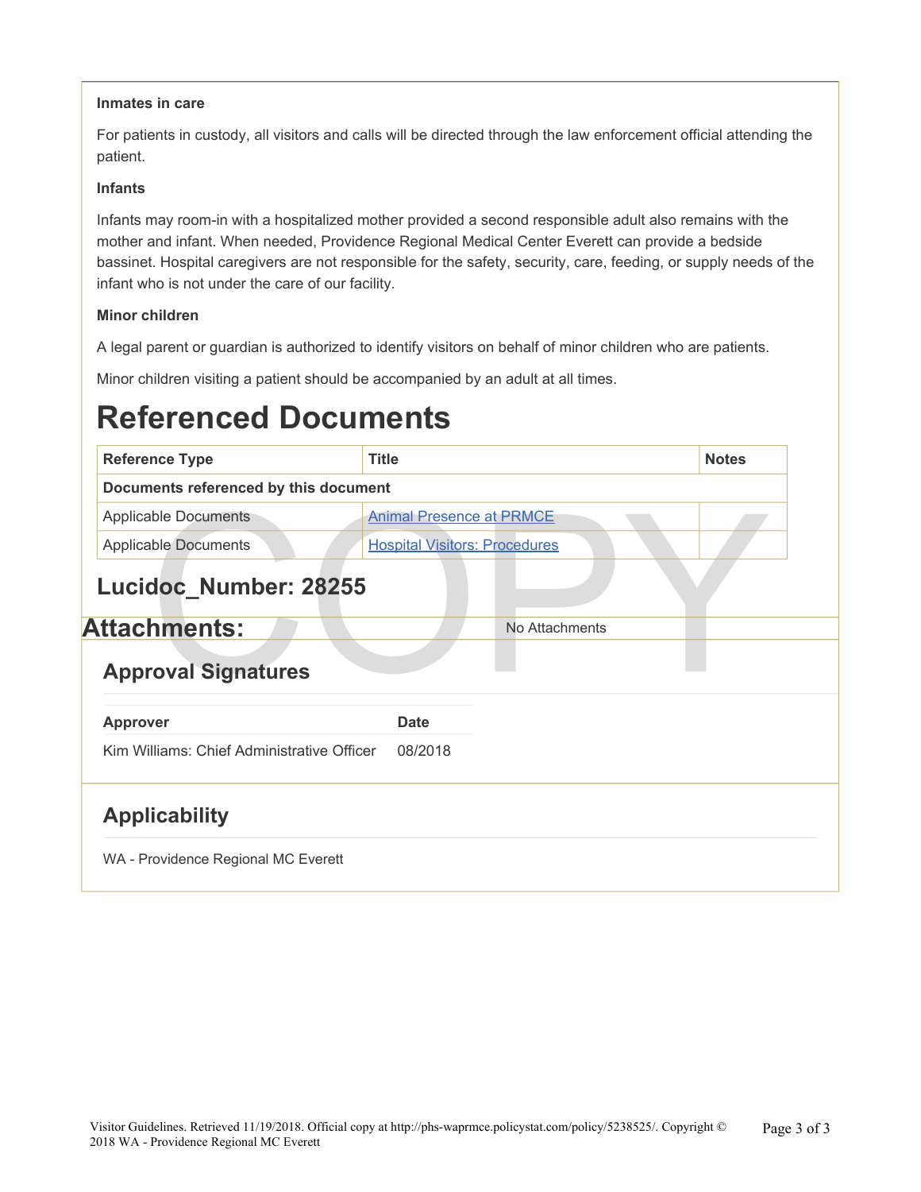**Inmates in care**

For patients in custody, all visitors and calls will be directed through the law enforcement official attending the patient.

**Infants**

Infants may room-in with a hospitalized mother provided a second responsible adult also remains with the mother and infant. When needed, Providence Regional Medical Center Everett can provide a bedside bassinet. Hospital caregivers are not responsible for the safety, security, care, feeding, or supply needs of the infant who is not under the care of our facility.

**Minor children**

A legal parent or guardian is authorized to identify visitors on behalf of minor children who are patients.

Minor children visiting a patient should be accompanied by an adult at all times.

# Referenced Documents

| Reference Type | Title | Notes |
|---|---|---|
| **Documents referenced by this document** | | |
| Applicable Documents | Animal Presence at PRMCE | |
| Applicable Documents | Hospital Visitors: Procedures | |

## Lucidoc_Number: 28255

## Attachments:

No Attachments

### Approval Signatures

| Approver | Date |
|---|---|
| Kim Williams: Chief Administrative Officer | 08/2018 |

### Applicability

WA - Providence Regional MC Everett